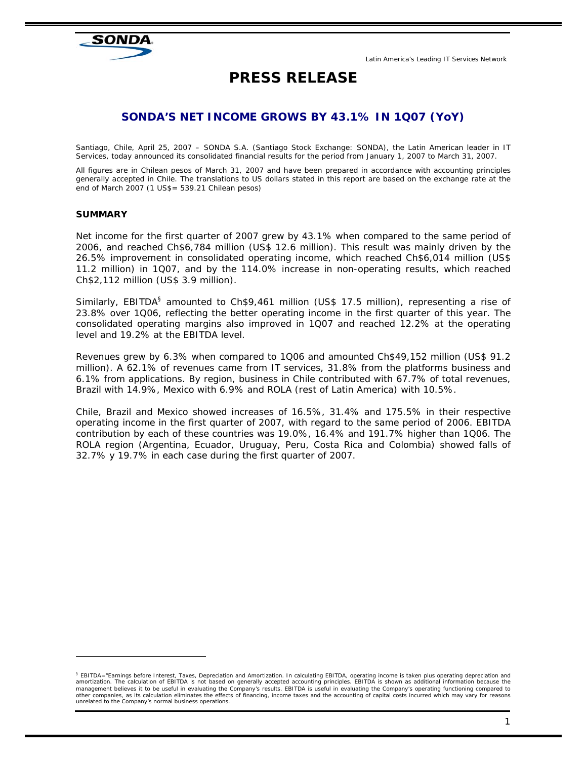Latin America's Leading IT Services Network

# PRESS RELEASE

## SONDA'S NET INCOME GROWS BY 43.1% IN 1Q07 (YoY)

Santiago, Chile, April 25, 2007 – SONDA S.A. (Santiago Stock Exchange: SONDA), the Latin American leader in IT Services, today announced its consolidated financial results for the period from January 1, 2007 to March 31, 2007.

All figures are in Chilean pesos of March 31, 2007 and have been prepared in accordance with accounting principles generally accepted in Chile. The translations to US dollars stated in this report are based on the exchange rate at the end of March 2007 (1 US$= 539.21 Chilean pesos)

### SUMMARY

Net income for the first quarter of 2007 grew by 43.1% when compared to the same period of 2006, and reached Ch$6,784 million (US$ 12.6 million). This result was mainly driven by the 26.5% improvement in consolidated operating income, which reached Ch$6,014 million (US$ 11.2 million) in 1Q07, and by the 114.0% increase in non-operating results, which reached Ch$2,112 million (US$ 3.9 million).

Similarly, EBITDA[§] amounted to Ch$9,461 million (US$ 17.5 million), representing a rise of 23.8% over 1Q06, reflecting the better operating income in the first quarter of this year. The consolidated operating margins also improved in 1Q07 and reached 12.2% at the operating level and 19.2% at the EBITDA level.

Revenues grew by 6.3% when compared to 1Q06 and amounted Ch$49,152 million (US$ 91.2 million). A 62.1% of revenues came from IT services, 31.8% from the platforms business and 6.1% from applications. By region, business in Chile contributed with 67.7% of total revenues, Brazil with 14.9%, Mexico with 6.9% and ROLA (rest of Latin America) with 10.5%.

Chile, Brazil and Mexico showed increases of 16.5%, 31.4% and 175.5% in their respective operating income in the first quarter of 2007, with regard to the same period of 2006. EBITDA contribution by each of these countries was 19.0%, 16.4% and 191.7% higher than 1Q06. The ROLA region (Argentina, Ecuador, Uruguay, Peru, Costa Rica and Colombia) showed falls of 32.7% y 19.7% in each case during the first quarter of 2007.

---

[§] EBITDA="Earnings before Interest, Taxes, Depreciation and Amortization. In calculating EBITDA, operating income is taken plus operating depreciation and amortization. The calculation of EBITDA is not based on generally accepted accounting principles. EBITDA is shown as additional information because the management believes it to be useful in evaluating the Company's results. EBITDA is useful in evaluating the Company's operating functioning compared to other companies, as its calculation eliminates the effects of financing, income taxes and the accounting of capital costs incurred which may vary for reasons unrelated to the Company's normal business operations.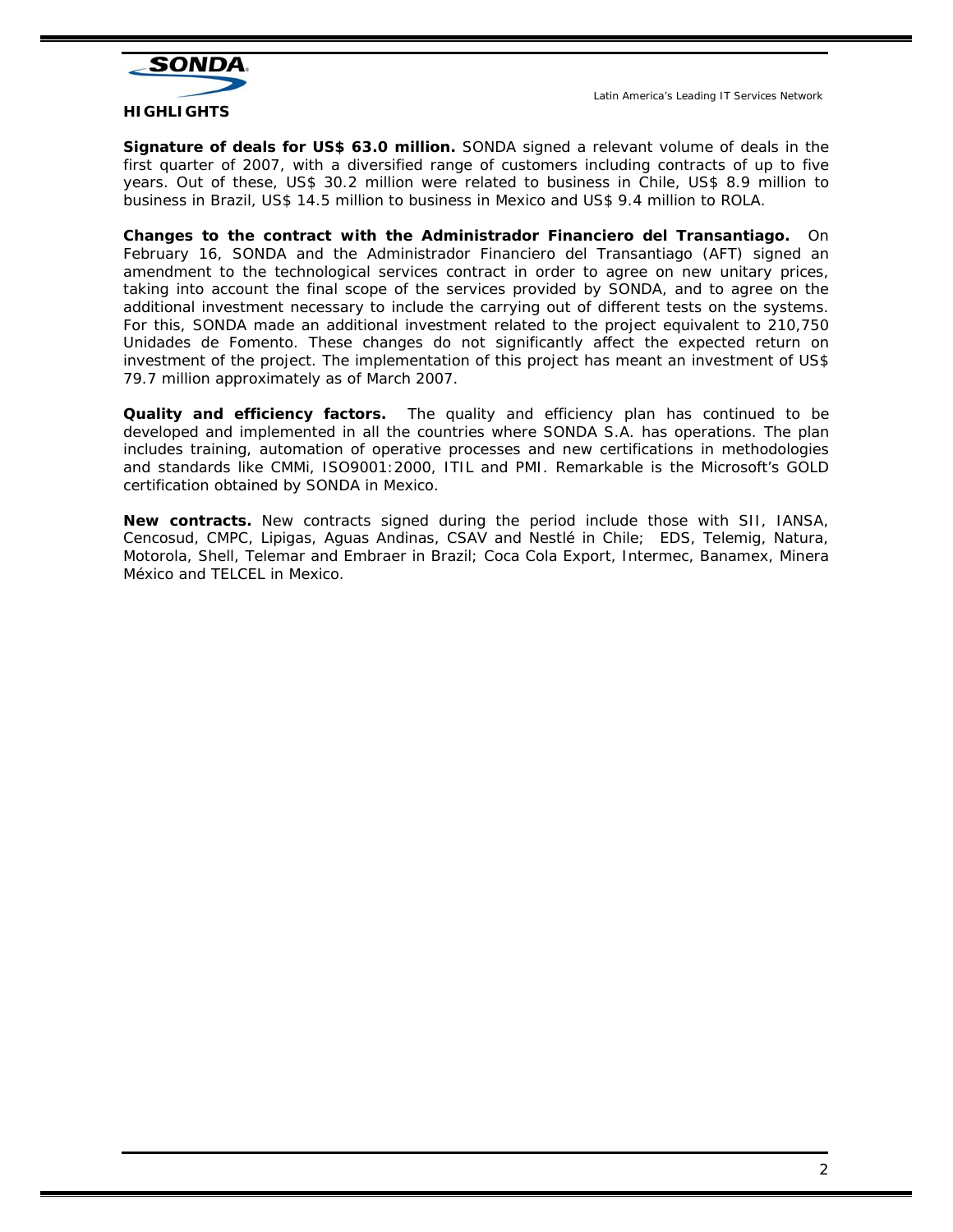## HIGHLIGHTS

**Signature of deals for US$ 63.0 million.** SONDA signed a relevant volume of deals in the first quarter of 2007, with a diversified range of customers including contracts of up to five years. Out of these, US$ 30.2 million were related to business in Chile, US$ 8.9 million to business in Brazil, US$ 14.5 million to business in Mexico and US$ 9.4 million to ROLA.

**Changes to the contract with the Administrador Financiero del Transantiago.** On February 16, SONDA and the Administrador Financiero del Transantiago (AFT) signed an amendment to the technological services contract in order to agree on new unitary prices, taking into account the final scope of the services provided by SONDA, and to agree on the additional investment necessary to include the carrying out of different tests on the systems. For this, SONDA made an additional investment related to the project equivalent to 210,750 Unidades de Fomento. These changes do not significantly affect the expected return on investment of the project. The implementation of this project has meant an investment of US$ 79.7 million approximately as of March 2007.

**Quality and efficiency factors.** The quality and efficiency plan has continued to be developed and implemented in all the countries where SONDA S.A. has operations. The plan includes training, automation of operative processes and new certifications in methodologies and standards like CMMi, ISO9001:2000, ITIL and PMI. Remarkable is the Microsoft's GOLD certification obtained by SONDA in Mexico.

**New contracts.** New contracts signed during the period include those with SII, IANSA, Cencosud, CMPC, Lipigas, Aguas Andinas, CSAV and Nestlé in Chile; EDS, Telemig, Natura, Motorola, Shell, Telemar and Embraer in Brazil; Coca Cola Export, Intermec, Banamex, Minera México and TELCEL in Mexico.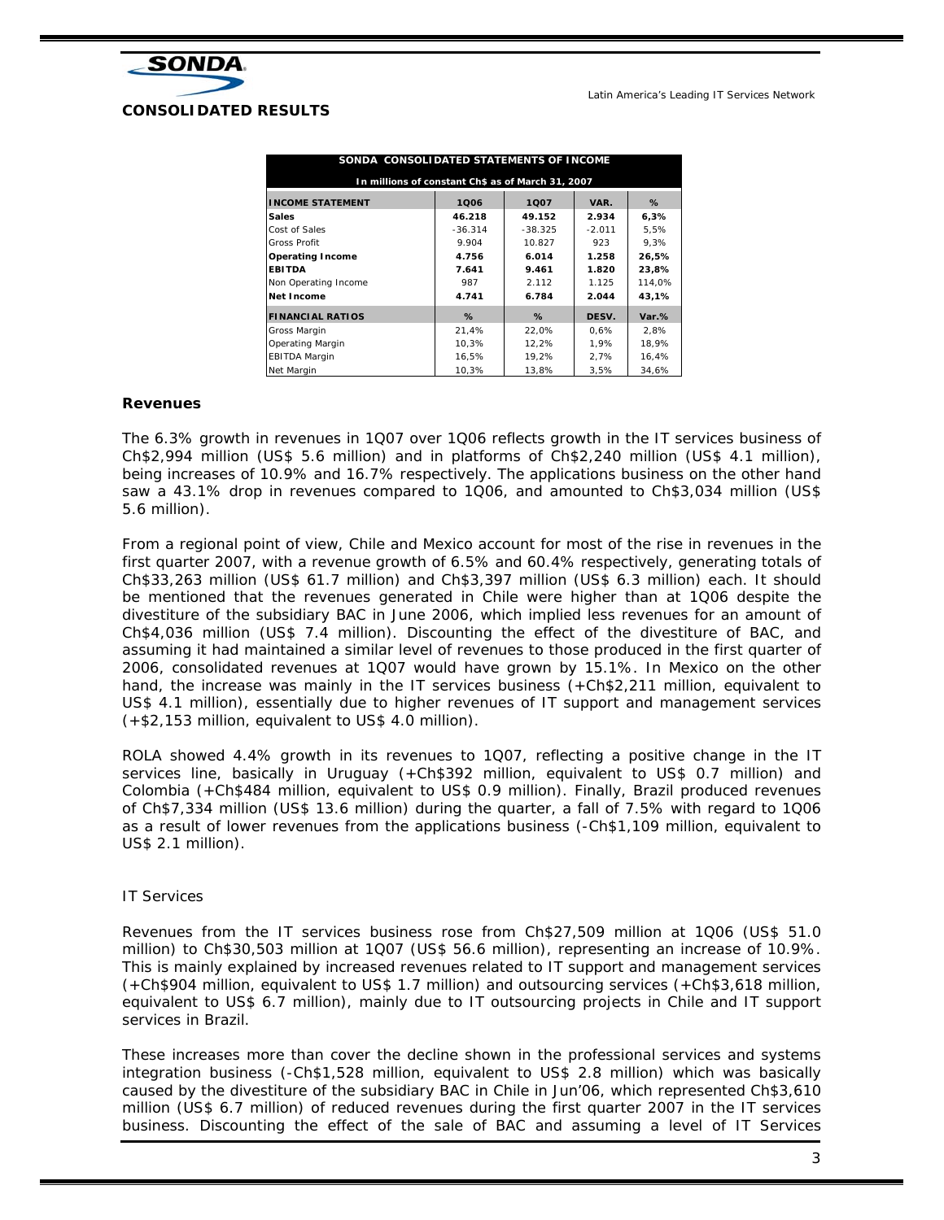## CONSOLIDATED RESULTS

| SONDA CONSOLIDATED STATEMENTS OF INCOME | | | | |
|---|---|---|---|---|
| In millions of constant Ch$ as of March 31, 2007 | | | | |
| **INCOME STATEMENT** | **1Q06** | **1Q07** | **VAR.** | **%** |
| **Sales** | **46.218** | **49.152** | **2.934** | **6,3%** |
| Cost of Sales | -36.314 | -38.325 | -2.011 | 5,5% |
| Gross Profit | 9.904 | 10.827 | 923 | 9,3% |
| **Operating Income** | **4.756** | **6.014** | **1.258** | **26,5%** |
| **EBITDA** | **7.641** | **9.461** | **1.820** | **23,8%** |
| Non Operating Income | 987 | 2.112 | 1.125 | 114,0% |
| **Net Income** | **4.741** | **6.784** | **2.044** | **43,1%** |
| **FINANCIAL RATIOS** | **%** | **%** | **DESV.** | **Var.%** |
| Gross Margin | 21,4% | 22,0% | 0,6% | 2,8% |
| Operating Margin | 10,3% | 12,2% | 1,9% | 18,9% |
| EBITDA Margin | 16,5% | 19,2% | 2,7% | 16,4% |
| Net Margin | 10,3% | 13,8% | 3,5% | 34,6% |

### Revenues

The 6.3% growth in revenues in 1Q07 over 1Q06 reflects growth in the IT services business of Ch$2,994 million (US$ 5.6 million) and in platforms of Ch$2,240 million (US$ 4.1 million), being increases of 10.9% and 16.7% respectively. The applications business on the other hand saw a 43.1% drop in revenues compared to 1Q06, and amounted to Ch$3,034 million (US$ 5.6 million).

From a regional point of view, Chile and Mexico account for most of the rise in revenues in the first quarter 2007, with a revenue growth of 6.5% and 60.4% respectively, generating totals of Ch$33,263 million (US$ 61.7 million) and Ch$3,397 million (US$ 6.3 million) each. It should be mentioned that the revenues generated in Chile were higher than at 1Q06 despite the divestiture of the subsidiary BAC in June 2006, which implied less revenues for an amount of Ch$4,036 million (US$ 7.4 million). Discounting the effect of the divestiture of BAC, and assuming it had maintained a similar level of revenues to those produced in the first quarter of 2006, consolidated revenues at 1Q07 would have grown by 15.1%. In Mexico on the other hand, the increase was mainly in the IT services business (+Ch$2,211 million, equivalent to US$ 4.1 million), essentially due to higher revenues of IT support and management services (+$2,153 million, equivalent to US$ 4.0 million).

ROLA showed 4.4% growth in its revenues to 1Q07, reflecting a positive change in the IT services line, basically in Uruguay (+Ch$392 million, equivalent to US$ 0.7 million) and Colombia (+Ch$484 million, equivalent to US$ 0.9 million). Finally, Brazil produced revenues of Ch$7,334 million (US$ 13.6 million) during the quarter, a fall of 7.5% with regard to 1Q06 as a result of lower revenues from the applications business (-Ch$1,109 million, equivalent to US$ 2.1 million).

IT Services

Revenues from the IT services business rose from Ch$27,509 million at 1Q06 (US$ 51.0 million) to Ch$30,503 million at 1Q07 (US$ 56.6 million), representing an increase of 10.9%. This is mainly explained by increased revenues related to IT support and management services (+Ch$904 million, equivalent to US$ 1.7 million) and outsourcing services (+Ch$3,618 million, equivalent to US$ 6.7 million), mainly due to IT outsourcing projects in Chile and IT support services in Brazil.

These increases more than cover the decline shown in the professional services and systems integration business (-Ch$1,528 million, equivalent to US$ 2.8 million) which was basically caused by the divestiture of the subsidiary BAC in Chile in Jun'06, which represented Ch$3,610 million (US$ 6.7 million) of reduced revenues during the first quarter 2007 in the IT services business. Discounting the effect of the sale of BAC and assuming a level of IT Services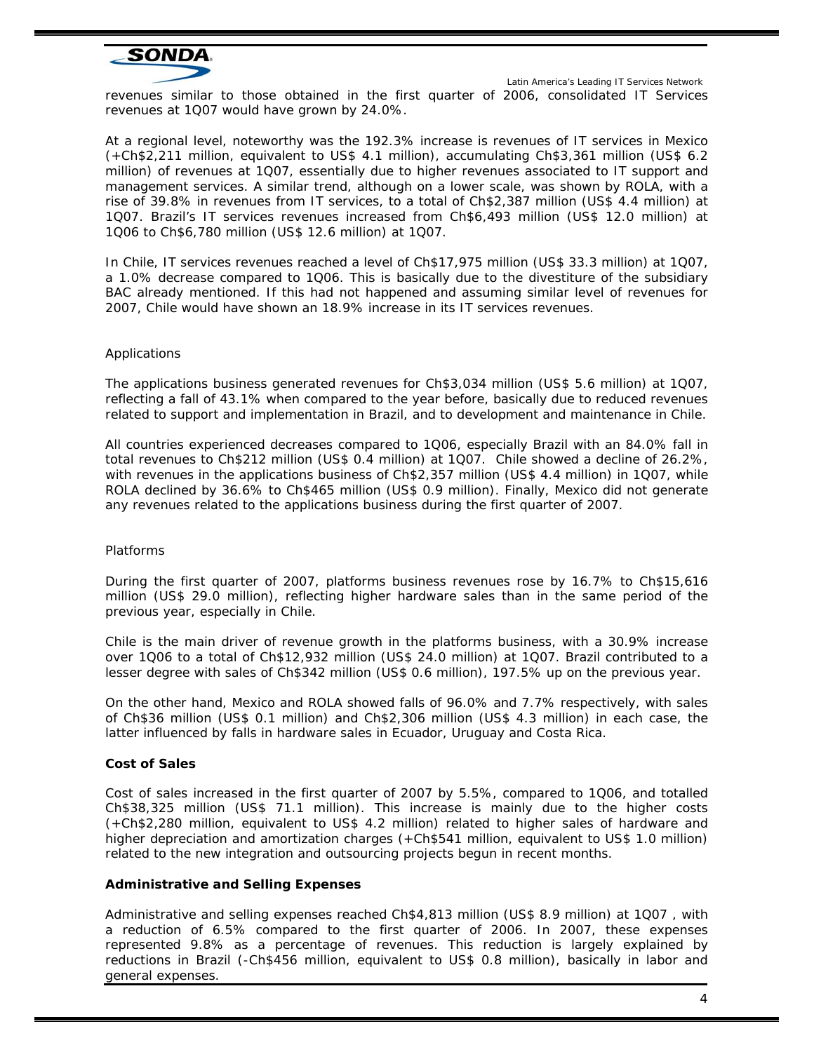revenues similar to those obtained in the first quarter of 2006, consolidated IT Services revenues at 1Q07 would have grown by 24.0%.

At a regional level, noteworthy was the 192.3% increase is revenues of IT services in Mexico (+Ch$2,211 million, equivalent to US$ 4.1 million), accumulating Ch$3,361 million (US$ 6.2 million) of revenues at 1Q07, essentially due to higher revenues associated to IT support and management services. A similar trend, although on a lower scale, was shown by ROLA, with a rise of 39.8% in revenues from IT services, to a total of Ch$2,387 million (US$ 4.4 million) at 1Q07. Brazil's IT services revenues increased from Ch$6,493 million (US$ 12.0 million) at 1Q06 to Ch$6,780 million (US$ 12.6 million) at 1Q07.

In Chile, IT services revenues reached a level of Ch$17,975 million (US$ 33.3 million) at 1Q07, a 1.0% decrease compared to 1Q06. This is basically due to the divestiture of the subsidiary BAC already mentioned. If this had not happened and assuming similar level of revenues for 2007, Chile would have shown an 18.9% increase in its IT services revenues.

Applications

The applications business generated revenues for Ch$3,034 million (US$ 5.6 million) at 1Q07, reflecting a fall of 43.1% when compared to the year before, basically due to reduced revenues related to support and implementation in Brazil, and to development and maintenance in Chile.

All countries experienced decreases compared to 1Q06, especially Brazil with an 84.0% fall in total revenues to Ch$212 million (US$ 0.4 million) at 1Q07. Chile showed a decline of 26.2%, with revenues in the applications business of Ch$2,357 million (US$ 4.4 million) in 1Q07, while ROLA declined by 36.6% to Ch$465 million (US$ 0.9 million). Finally, Mexico did not generate any revenues related to the applications business during the first quarter of 2007.

Platforms

During the first quarter of 2007, platforms business revenues rose by 16.7% to Ch$15,616 million (US$ 29.0 million), reflecting higher hardware sales than in the same period of the previous year, especially in Chile.

Chile is the main driver of revenue growth in the platforms business, with a 30.9% increase over 1Q06 to a total of Ch$12,932 million (US$ 24.0 million) at 1Q07. Brazil contributed to a lesser degree with sales of Ch$342 million (US$ 0.6 million), 197.5% up on the previous year.

On the other hand, Mexico and ROLA showed falls of 96.0% and 7.7% respectively, with sales of Ch$36 million (US$ 0.1 million) and Ch$2,306 million (US$ 4.3 million) in each case, the latter influenced by falls in hardware sales in Ecuador, Uruguay and Costa Rica.

**Cost of Sales**

Cost of sales increased in the first quarter of 2007 by 5.5%, compared to 1Q06, and totalled Ch$38,325 million (US$ 71.1 million). This increase is mainly due to the higher costs (+Ch$2,280 million, equivalent to US$ 4.2 million) related to higher sales of hardware and higher depreciation and amortization charges (+Ch$541 million, equivalent to US$ 1.0 million) related to the new integration and outsourcing projects begun in recent months.

**Administrative and Selling Expenses**

Administrative and selling expenses reached Ch$4,813 million (US$ 8.9 million) at 1Q07 , with a reduction of 6.5% compared to the first quarter of 2006. In 2007, these expenses represented 9.8% as a percentage of revenues. This reduction is largely explained by reductions in Brazil (-Ch$456 million, equivalent to US$ 0.8 million), basically in labor and general expenses.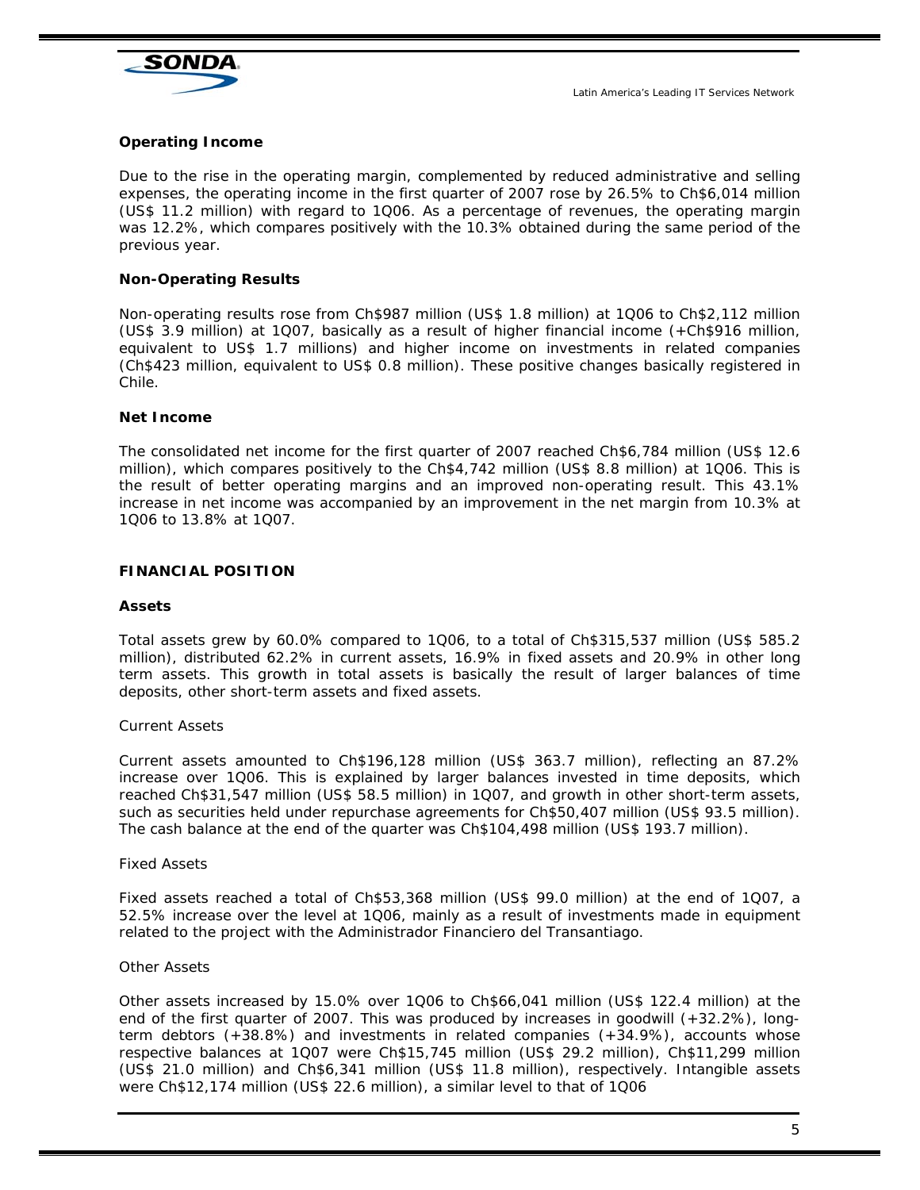**Operating Income**

Due to the rise in the operating margin, complemented by reduced administrative and selling expenses, the operating income in the first quarter of 2007 rose by 26.5% to Ch$6,014 million (US$ 11.2 million) with regard to 1Q06. As a percentage of revenues, the operating margin was 12.2%, which compares positively with the 10.3% obtained during the same period of the previous year.

**Non-Operating Results**

Non-operating results rose from Ch$987 million (US$ 1.8 million) at 1Q06 to Ch$2,112 million (US$ 3.9 million) at 1Q07, basically as a result of higher financial income (+Ch$916 million, equivalent to US$ 1.7 millions) and higher income on investments in related companies (Ch$423 million, equivalent to US$ 0.8 million). These positive changes basically registered in Chile.

**Net Income**

The consolidated net income for the first quarter of 2007 reached Ch$6,784 million (US$ 12.6 million), which compares positively to the Ch$4,742 million (US$ 8.8 million) at 1Q06. This is the result of better operating margins and an improved non-operating result. This 43.1% increase in net income was accompanied by an improvement in the net margin from 10.3% at 1Q06 to 13.8% at 1Q07.

**FINANCIAL POSITION**

**Assets**

Total assets grew by 60.0% compared to 1Q06, to a total of Ch$315,537 million (US$ 585.2 million), distributed 62.2% in current assets, 16.9% in fixed assets and 20.9% in other long term assets. This growth in total assets is basically the result of larger balances of time deposits, other short-term assets and fixed assets.

Current Assets

Current assets amounted to Ch$196,128 million (US$ 363.7 million), reflecting an 87.2% increase over 1Q06. This is explained by larger balances invested in time deposits, which reached Ch$31,547 million (US$ 58.5 million) in 1Q07, and growth in other short-term assets, such as securities held under repurchase agreements for Ch$50,407 million (US$ 93.5 million). The cash balance at the end of the quarter was Ch$104,498 million (US$ 193.7 million).

Fixed Assets

Fixed assets reached a total of Ch$53,368 million (US$ 99.0 million) at the end of 1Q07, a 52.5% increase over the level at 1Q06, mainly as a result of investments made in equipment related to the project with the Administrador Financiero del Transantiago.

Other Assets

Other assets increased by 15.0% over 1Q06 to Ch$66,041 million (US$ 122.4 million) at the end of the first quarter of 2007. This was produced by increases in goodwill (+32.2%), long-term debtors (+38.8%) and investments in related companies (+34.9%), accounts whose respective balances at 1Q07 were Ch$15,745 million (US$ 29.2 million), Ch$11,299 million (US$ 21.0 million) and Ch$6,341 million (US$ 11.8 million), respectively. Intangible assets were Ch$12,174 million (US$ 22.6 million), a similar level to that of 1Q06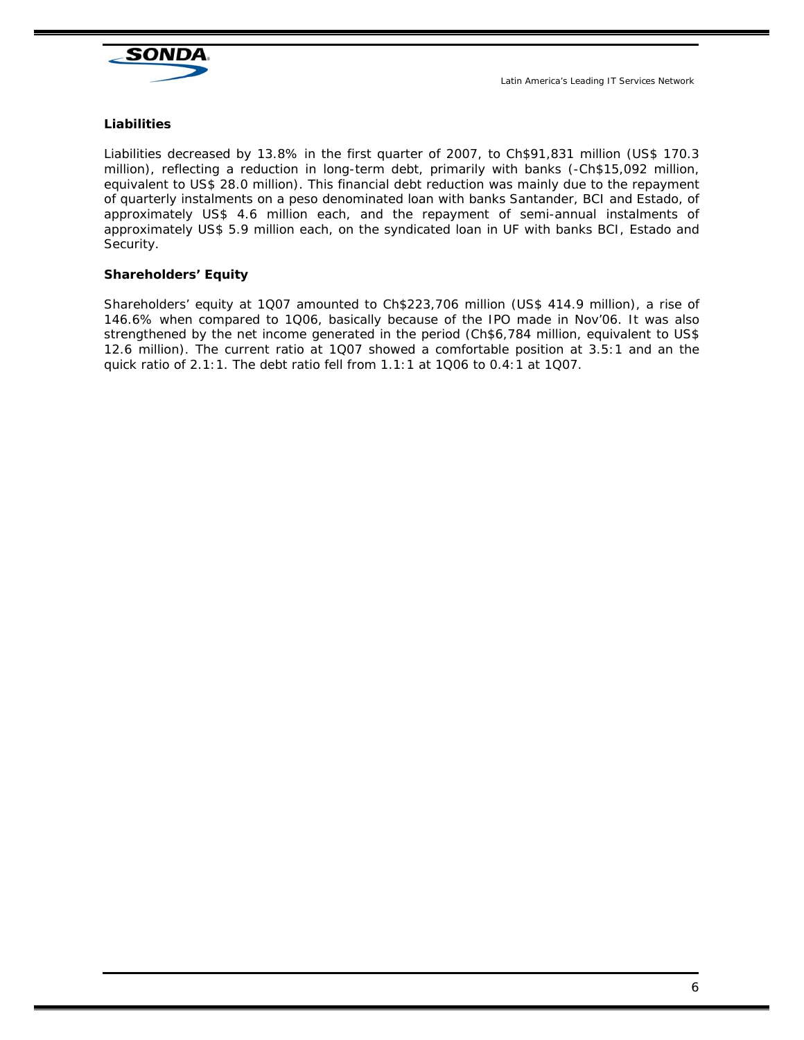### Liabilities

Liabilities decreased by 13.8% in the first quarter of 2007, to Ch$91,831 million (US$ 170.3 million), reflecting a reduction in long-term debt, primarily with banks (-Ch$15,092 million, equivalent to US$ 28.0 million). This financial debt reduction was mainly due to the repayment of quarterly instalments on a peso denominated loan with banks Santander, BCI and Estado, of approximately US$ 4.6 million each, and the repayment of semi-annual instalments of approximately US$ 5.9 million each, on the syndicated loan in UF with banks BCI, Estado and Security.

### Shareholders' Equity

Shareholders' equity at 1Q07 amounted to Ch$223,706 million (US$ 414.9 million), a rise of 146.6% when compared to 1Q06, basically because of the IPO made in Nov'06. It was also strengthened by the net income generated in the period (Ch$6,784 million, equivalent to US$ 12.6 million). The current ratio at 1Q07 showed a comfortable position at 3.5:1 and an the quick ratio of 2.1:1. The debt ratio fell from 1.1:1 at 1Q06 to 0.4:1 at 1Q07.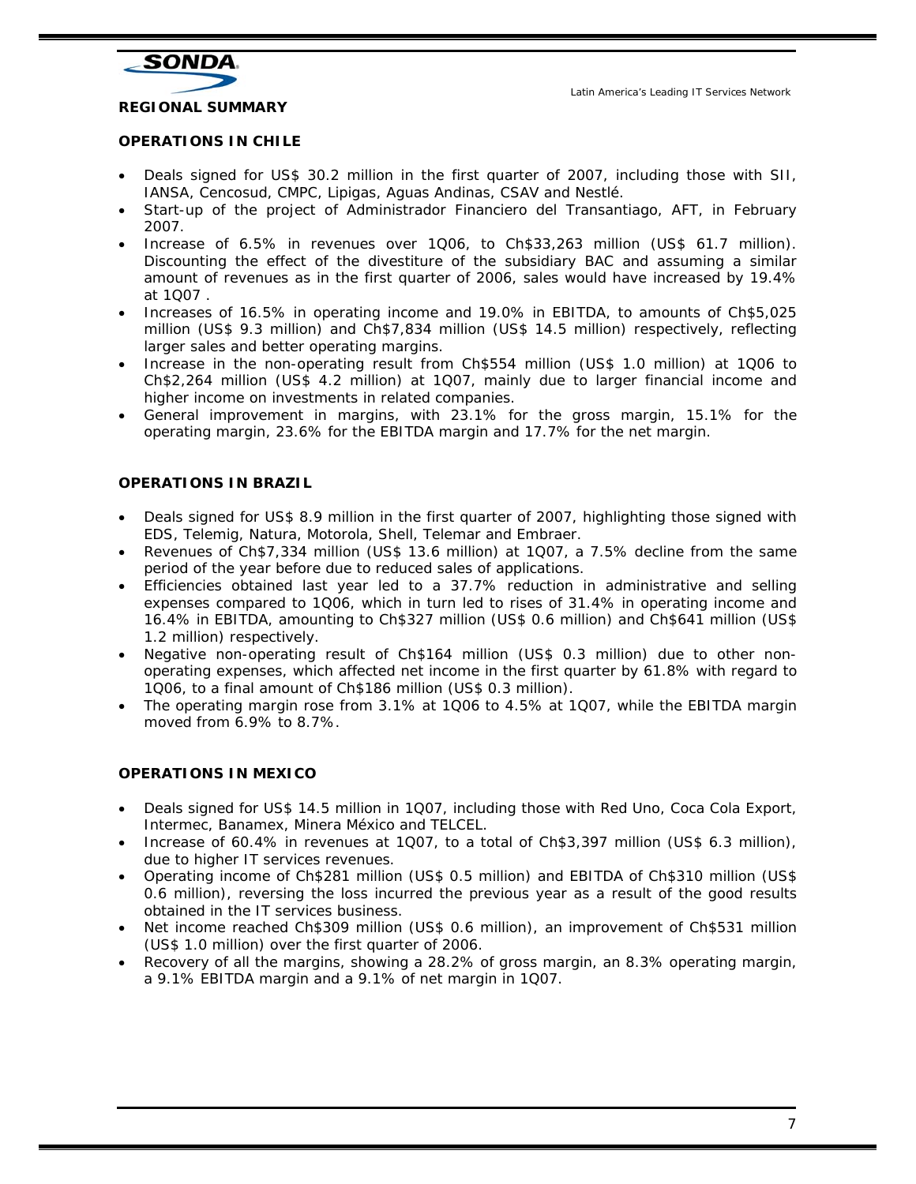## REGIONAL SUMMARY

### OPERATIONS IN CHILE

- Deals signed for US$ 30.2 million in the first quarter of 2007, including those with SII, IANSA, Cencosud, CMPC, Lipigas, Aguas Andinas, CSAV and Nestlé.
- Start-up of the project of Administrador Financiero del Transantiago, AFT, in February 2007.
- Increase of 6.5% in revenues over 1Q06, to Ch$33,263 million (US$ 61.7 million). Discounting the effect of the divestiture of the subsidiary BAC and assuming a similar amount of revenues as in the first quarter of 2006, sales would have increased by 19.4% at 1Q07 .
- Increases of 16.5% in operating income and 19.0% in EBITDA, to amounts of Ch$5,025 million (US$ 9.3 million) and Ch$7,834 million (US$ 14.5 million) respectively, reflecting larger sales and better operating margins.
- Increase in the non-operating result from Ch$554 million (US$ 1.0 million) at 1Q06 to Ch$2,264 million (US$ 4.2 million) at 1Q07, mainly due to larger financial income and higher income on investments in related companies.
- General improvement in margins, with 23.1% for the gross margin, 15.1% for the operating margin, 23.6% for the EBITDA margin and 17.7% for the net margin.

### OPERATIONS IN BRAZIL

- Deals signed for US$ 8.9 million in the first quarter of 2007, highlighting those signed with EDS, Telemig, Natura, Motorola, Shell, Telemar and Embraer.
- Revenues of Ch$7,334 million (US$ 13.6 million) at 1Q07, a 7.5% decline from the same period of the year before due to reduced sales of applications.
- Efficiencies obtained last year led to a 37.7% reduction in administrative and selling expenses compared to 1Q06, which in turn led to rises of 31.4% in operating income and 16.4% in EBITDA, amounting to Ch$327 million (US$ 0.6 million) and Ch$641 million (US$ 1.2 million) respectively.
- Negative non-operating result of Ch$164 million (US$ 0.3 million) due to other non-operating expenses, which affected net income in the first quarter by 61.8% with regard to 1Q06, to a final amount of Ch$186 million (US$ 0.3 million).
- The operating margin rose from 3.1% at 1Q06 to 4.5% at 1Q07, while the EBITDA margin moved from 6.9% to 8.7%.

### OPERATIONS IN MEXICO

- Deals signed for US$ 14.5 million in 1Q07, including those with Red Uno, Coca Cola Export, Intermec, Banamex, Minera México and TELCEL.
- Increase of 60.4% in revenues at 1Q07, to a total of Ch$3,397 million (US$ 6.3 million), due to higher IT services revenues.
- Operating income of Ch$281 million (US$ 0.5 million) and EBITDA of Ch$310 million (US$ 0.6 million), reversing the loss incurred the previous year as a result of the good results obtained in the IT services business.
- Net income reached Ch$309 million (US$ 0.6 million), an improvement of Ch$531 million (US$ 1.0 million) over the first quarter of 2006.
- Recovery of all the margins, showing a 28.2% of gross margin, an 8.3% operating margin, a 9.1% EBITDA margin and a 9.1% of net margin in 1Q07.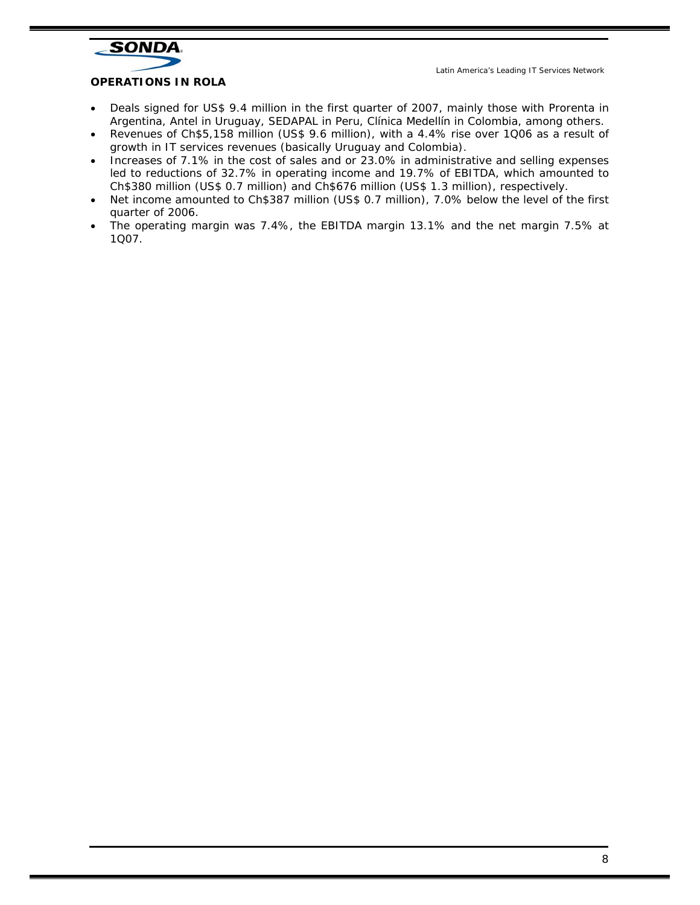**OPERATIONS IN ROLA**

- Deals signed for US$ 9.4 million in the first quarter of 2007, mainly those with Prorenta in Argentina, Antel in Uruguay, SEDAPAL in Peru, Clínica Medellín in Colombia, among others.
- Revenues of Ch$5,158 million (US$ 9.6 million), with a 4.4% rise over 1Q06 as a result of growth in IT services revenues (basically Uruguay and Colombia).
- Increases of 7.1% in the cost of sales and or 23.0% in administrative and selling expenses led to reductions of 32.7% in operating income and 19.7% of EBITDA, which amounted to Ch$380 million (US$ 0.7 million) and Ch$676 million (US$ 1.3 million), respectively.
- Net income amounted to Ch$387 million (US$ 0.7 million), 7.0% below the level of the first quarter of 2006.
- The operating margin was 7.4%, the EBITDA margin 13.1% and the net margin 7.5% at 1Q07.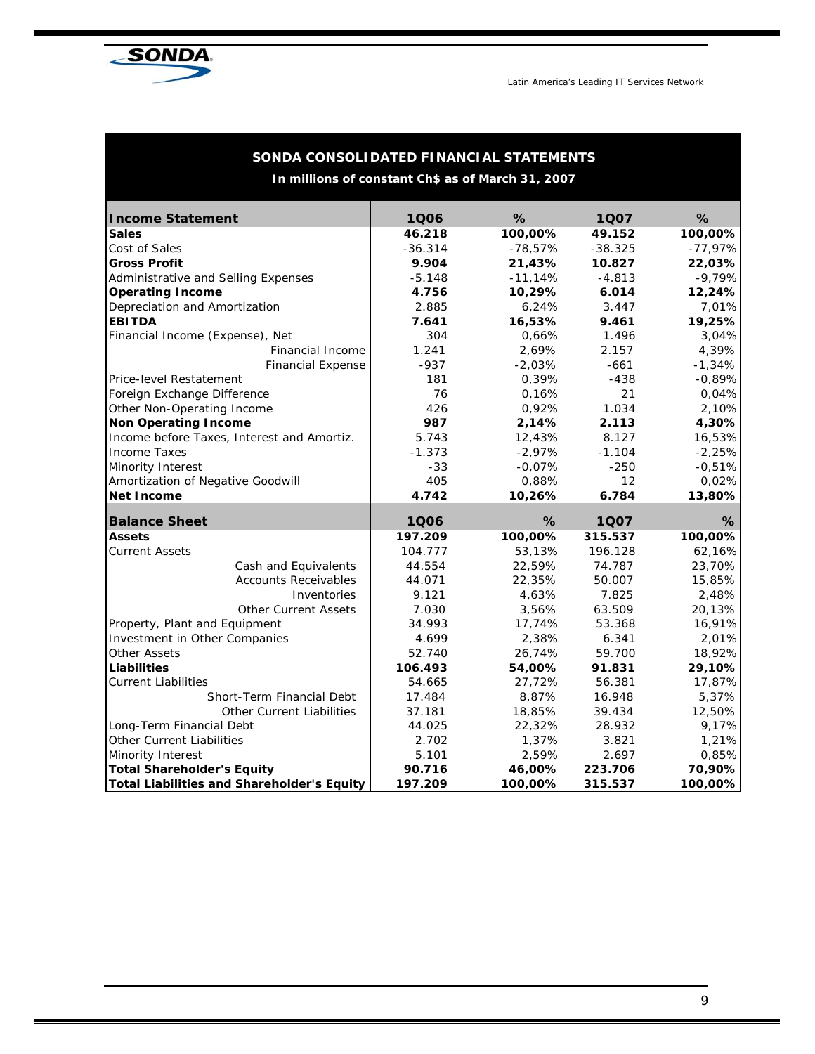## SONDA CONSOLIDATED FINANCIAL STATEMENTS

**In millions of constant Ch$ as of March 31, 2007**

| **Income Statement** | **1Q06** | **%** | **1Q07** | **%** |
|---|---|---|---|---|
| **Sales** | **46.218** | **100,00%** | **49.152** | **100,00%** |
| Cost of Sales | -36.314 | -78,57% | -38.325 | -77,97% |
| **Gross Profit** | **9.904** | **21,43%** | **10.827** | **22,03%** |
| Administrative and Selling Expenses | -5.148 | -11,14% | -4.813 | -9,79% |
| **Operating Income** | **4.756** | **10,29%** | **6.014** | **12,24%** |
| Depreciation and Amortization | 2.885 | 6,24% | 3.447 | 7,01% |
| **EBITDA** | **7.641** | **16,53%** | **9.461** | **19,25%** |
| Financial Income (Expense), Net | 304 | 0,66% | 1.496 | 3,04% |
| Financial Income | 1.241 | 2,69% | 2.157 | 4,39% |
| Financial Expense | -937 | -2,03% | -661 | -1,34% |
| Price-level Restatement | 181 | 0,39% | -438 | -0,89% |
| Foreign Exchange Difference | 76 | 0,16% | 21 | 0,04% |
| Other Non-Operating Income | 426 | 0,92% | 1.034 | 2,10% |
| **Non Operating Income** | **987** | **2,14%** | **2.113** | **4,30%** |
| Income before Taxes, Interest and Amortiz. | 5.743 | 12,43% | 8.127 | 16,53% |
| Income Taxes | -1.373 | -2,97% | -1.104 | -2,25% |
| Minority Interest | -33 | -0,07% | -250 | -0,51% |
| Amortization of Negative Goodwill | 405 | 0,88% | 12 | 0,02% |
| **Net Income** | **4.742** | **10,26%** | **6.784** | **13,80%** |

| **Balance Sheet** | **1Q06** | **%** | **1Q07** | **%** |
|---|---|---|---|---|
| **Assets** | **197.209** | **100,00%** | **315.537** | **100,00%** |
| Current Assets | 104.777 | 53,13% | 196.128 | 62,16% |
| Cash and Equivalents | 44.554 | 22,59% | 74.787 | 23,70% |
| Accounts Receivables | 44.071 | 22,35% | 50.007 | 15,85% |
| Inventories | 9.121 | 4,63% | 7.825 | 2,48% |
| Other Current Assets | 7.030 | 3,56% | 63.509 | 20,13% |
| Property, Plant and Equipment | 34.993 | 17,74% | 53.368 | 16,91% |
| Investment in Other Companies | 4.699 | 2,38% | 6.341 | 2,01% |
| Other Assets | 52.740 | 26,74% | 59.700 | 18,92% |
| **Liabilities** | **106.493** | **54,00%** | **91.831** | **29,10%** |
| Current Liabilities | 54.665 | 27,72% | 56.381 | 17,87% |
| Short-Term Financial Debt | 17.484 | 8,87% | 16.948 | 5,37% |
| Other Current Liabilities | 37.181 | 18,85% | 39.434 | 12,50% |
| Long-Term Financial Debt | 44.025 | 22,32% | 28.932 | 9,17% |
| Other Current Liabilities | 2.702 | 1,37% | 3.821 | 1,21% |
| Minority Interest | 5.101 | 2,59% | 2.697 | 0,85% |
| **Total Shareholder's Equity** | **90.716** | **46,00%** | **223.706** | **70,90%** |
| **Total Liabilities and Shareholder's Equity** | **197.209** | **100,00%** | **315.537** | **100,00%** |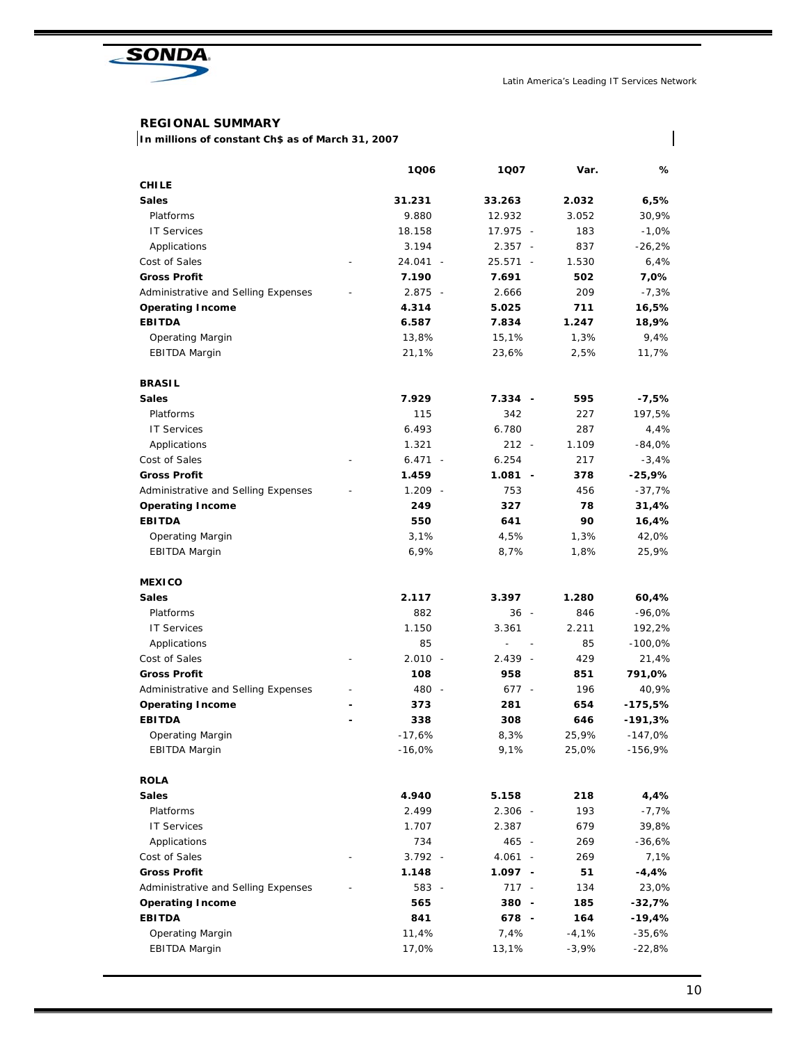## REGIONAL SUMMARY

**In millions of constant Ch$ as of March 31, 2007**

| | 1Q06 | 1Q07 | Var. | % |
|---|---|---|---|---|
| **CHILE** | | | | |
| **Sales** | **31.231** | **33.263** | **2.032** | **6,5%** |
| Platforms | 9.880 | 12.932 | 3.052 | 30,9% |
| IT Services | 18.158 | 17.975 | -183 | -1,0% |
| Applications | 3.194 | 2.357 | -837 | -26,2% |
| Cost of Sales | -24.041 | -25.571 | -1.530 | 6,4% |
| **Gross Profit** | **7.190** | **7.691** | **502** | **7,0%** |
| Administrative and Selling Expenses | -2.875 | -2.666 | 209 | -7,3% |
| **Operating Income** | **4.314** | **5.025** | **711** | **16,5%** |
| **EBITDA** | **6.587** | **7.834** | **1.247** | **18,9%** |
| Operating Margin | 13,8% | 15,1% | 1,3% | 9,4% |
| EBITDA Margin | 21,1% | 23,6% | 2,5% | 11,7% |
| | | | | |
| **BRASIL** | | | | |
| **Sales** | **7.929** | **7.334** | **-595** | **-7,5%** |
| Platforms | 115 | 342 | 227 | 197,5% |
| IT Services | 6.493 | 6.780 | 287 | 4,4% |
| Applications | 1.321 | 212 | -1.109 | -84,0% |
| Cost of Sales | -6.471 | -6.254 | 217 | -3,4% |
| **Gross Profit** | **1.459** | **1.081** | **-378** | **-25,9%** |
| Administrative and Selling Expenses | -1.209 | -753 | 456 | -37,7% |
| **Operating Income** | **249** | **327** | **78** | **31,4%** |
| **EBITDA** | **550** | **641** | **90** | **16,4%** |
| Operating Margin | 3,1% | 4,5% | 1,3% | 42,0% |
| EBITDA Margin | 6,9% | 8,7% | 1,8% | 25,9% |
| | | | | |
| **MEXICO** | | | | |
| **Sales** | **2.117** | **3.397** | **1.280** | **60,4%** |
| Platforms | 882 | 36 | -846 | -96,0% |
| IT Services | 1.150 | 3.361 | 2.211 | 192,2% |
| Applications | 85 | - | -85 | -100,0% |
| Cost of Sales | -2.010 | -2.439 | -429 | 21,4% |
| **Gross Profit** | **108** | **958** | **851** | **791,0%** |
| Administrative and Selling Expenses | -480 | -677 | -196 | 40,9% |
| **Operating Income** | **-373** | **281** | **654** | **-175,5%** |
| **EBITDA** | **-338** | **308** | **646** | **-191,3%** |
| Operating Margin | -17,6% | 8,3% | 25,9% | -147,0% |
| EBITDA Margin | -16,0% | 9,1% | 25,0% | -156,9% |
| | | | | |
| **ROLA** | | | | |
| **Sales** | **4.940** | **5.158** | **218** | **4,4%** |
| Platforms | 2.499 | 2.306 | -193 | -7,7% |
| IT Services | 1.707 | 2.387 | 679 | 39,8% |
| Applications | 734 | 465 | -269 | -36,6% |
| Cost of Sales | -3.792 | -4.061 | -269 | 7,1% |
| **Gross Profit** | **1.148** | **1.097** | **-51** | **-4,4%** |
| Administrative and Selling Expenses | -583 | -717 | -134 | 23,0% |
| **Operating Income** | **565** | **380** | **-185** | **-32,7%** |
| **EBITDA** | **841** | **678** | **-164** | **-19,4%** |
| Operating Margin | 11,4% | 7,4% | -4,1% | -35,6% |
| EBITDA Margin | 17,0% | 13,1% | -3,9% | -22,8% |